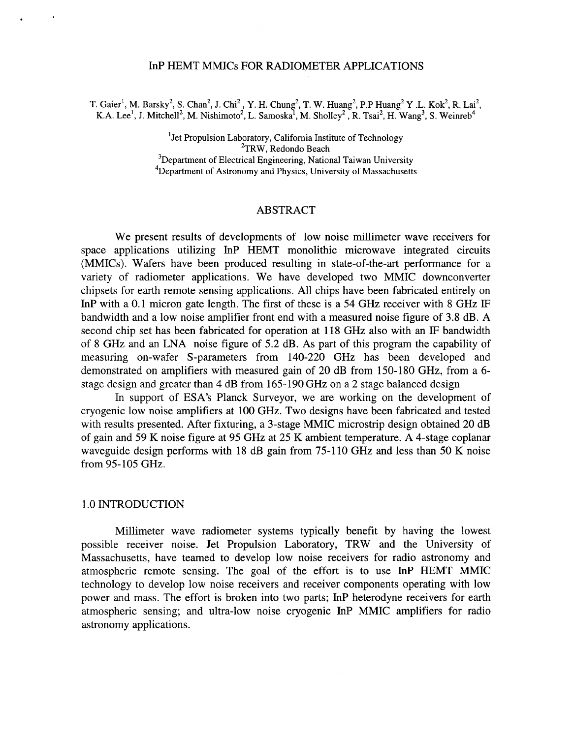# InP HEMT MMICs FOR RADIOMETER APPLICATIONS

T. Gaier[1], M. Barsky[2], S. Chan[2], J. Chi[2], Y. H. Chung[2], T. W. Huang[2], P.P Huang[2] Y .L. Kok[2], R. Lai[2], K.A. Lee[1], J. Mitchell[2], M. Nishimoto[2], L. Samoska[1], M. Sholley[2], R. Tsai[2], H. Wang[3], S. Weinreb[4]

[1]Jet Propulsion Laboratory, California Institute of Technology
[2]TRW, Redondo Beach
[3]Department of Electrical Engineering, National Taiwan University
[4]Department of Astronomy and Physics, University of Massachusetts

## ABSTRACT

We present results of developments of low noise millimeter wave receivers for space applications utilizing InP HEMT monolithic microwave integrated circuits (MMICs). Wafers have been produced resulting in state-of-the-art performance for a variety of radiometer applications. We have developed two MMIC downconverter chipsets for earth remote sensing applications. All chips have been fabricated entirely on InP with a 0.1 micron gate length. The first of these is a 54 GHz receiver with 8 GHz IF bandwidth and a low noise amplifier front end with a measured noise figure of 3.8 dB. A second chip set has been fabricated for operation at 118 GHz also with an IF bandwidth of 8 GHz and an LNA noise figure of 5.2 dB. As part of this program the capability of measuring on-wafer S-parameters from 140-220 GHz has been developed and demonstrated on amplifiers with measured gain of 20 dB from 150-180 GHz, from a 6-stage design and greater than 4 dB from 165-190 GHz on a 2 stage balanced design

In support of ESA's Planck Surveyor, we are working on the development of cryogenic low noise amplifiers at 100 GHz. Two designs have been fabricated and tested with results presented. After fixturing, a 3-stage MMIC microstrip design obtained 20 dB of gain and 59 K noise figure at 95 GHz at 25 K ambient temperature. A 4-stage coplanar waveguide design performs with 18 dB gain from 75-110 GHz and less than 50 K noise from 95-105 GHz.

## 1.0 INTRODUCTION

Millimeter wave radiometer systems typically benefit by having the lowest possible receiver noise. Jet Propulsion Laboratory, TRW and the University of Massachusetts, have teamed to develop low noise receivers for radio astronomy and atmospheric remote sensing. The goal of the effort is to use InP HEMT MMIC technology to develop low noise receivers and receiver components operating with low power and mass. The effort is broken into two parts; InP heterodyne receivers for earth atmospheric sensing; and ultra-low noise cryogenic InP MMIC amplifiers for radio astronomy applications.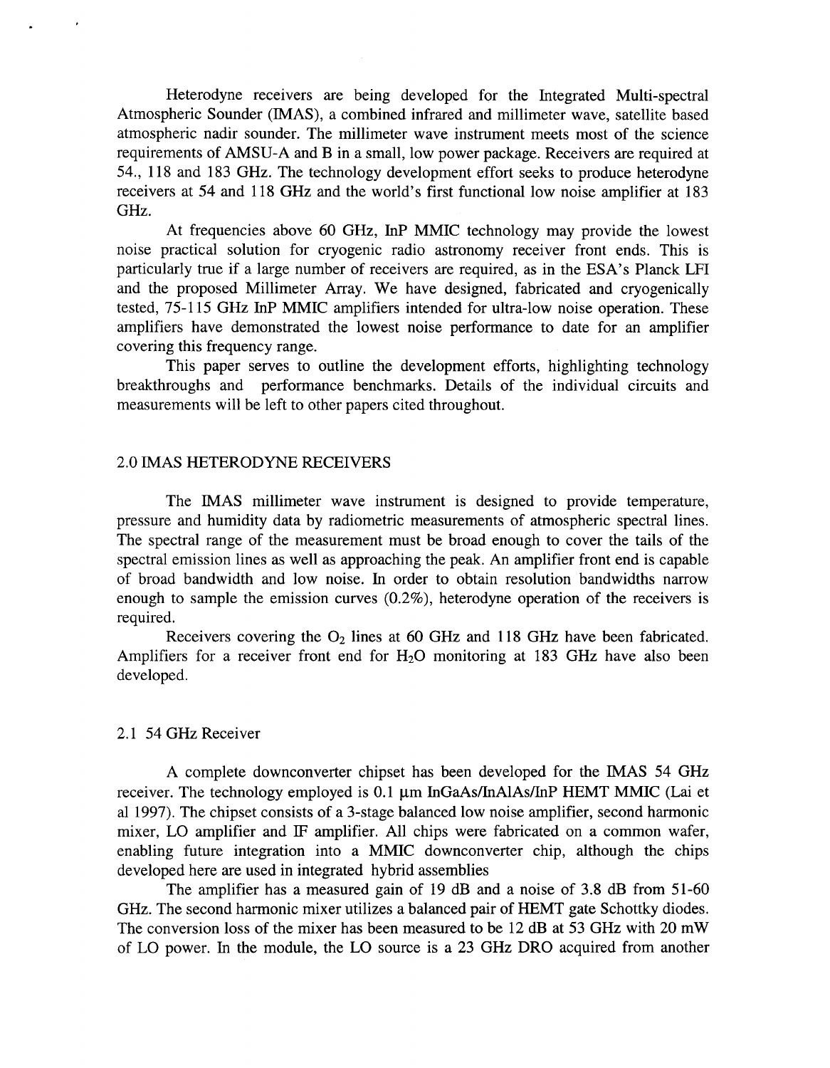Heterodyne receivers are being developed for the Integrated Multi-spectral Atmospheric Sounder (IMAS), a combined infrared and millimeter wave, satellite based atmospheric nadir sounder. The millimeter wave instrument meets most of the science requirements of AMSU-A and B in a small, low power package. Receivers are required at 54., 118 and 183 GHz. The technology development effort seeks to produce heterodyne receivers at 54 and 118 GHz and the world's first functional low noise amplifier at 183 GHz.

At frequencies above 60 GHz, InP MMIC technology may provide the lowest noise practical solution for cryogenic radio astronomy receiver front ends. This is particularly true if a large number of receivers are required, as in the ESA's Planck LFI and the proposed Millimeter Array. We have designed, fabricated and cryogenically tested, 75-115 GHz InP MMIC amplifiers intended for ultra-low noise operation. These amplifiers have demonstrated the lowest noise performance to date for an amplifier covering this frequency range.

This paper serves to outline the development efforts, highlighting technology breakthroughs and performance benchmarks. Details of the individual circuits and measurements will be left to other papers cited throughout.

## 2.0 IMAS HETERODYNE RECEIVERS

The IMAS millimeter wave instrument is designed to provide temperature, pressure and humidity data by radiometric measurements of atmospheric spectral lines. The spectral range of the measurement must be broad enough to cover the tails of the spectral emission lines as well as approaching the peak. An amplifier front end is capable of broad bandwidth and low noise. In order to obtain resolution bandwidths narrow enough to sample the emission curves (0.2%), heterodyne operation of the receivers is required.

Receivers covering the $O_2$ lines at 60 GHz and 118 GHz have been fabricated. Amplifiers for a receiver front end for $H_2O$ monitoring at 183 GHz have also been developed.

### 2.1 54 GHz Receiver

A complete downconverter chipset has been developed for the IMAS 54 GHz receiver. The technology employed is 0.1 μm InGaAs/InAlAs/InP HEMT MMIC (Lai et al 1997). The chipset consists of a 3-stage balanced low noise amplifier, second harmonic mixer, LO amplifier and IF amplifier. All chips were fabricated on a common wafer, enabling future integration into a MMIC downconverter chip, although the chips developed here are used in integrated hybrid assemblies

The amplifier has a measured gain of 19 dB and a noise of 3.8 dB from 51-60 GHz. The second harmonic mixer utilizes a balanced pair of HEMT gate Schottky diodes. The conversion loss of the mixer has been measured to be 12 dB at 53 GHz with 20 mW of LO power. In the module, the LO source is a 23 GHz DRO acquired from another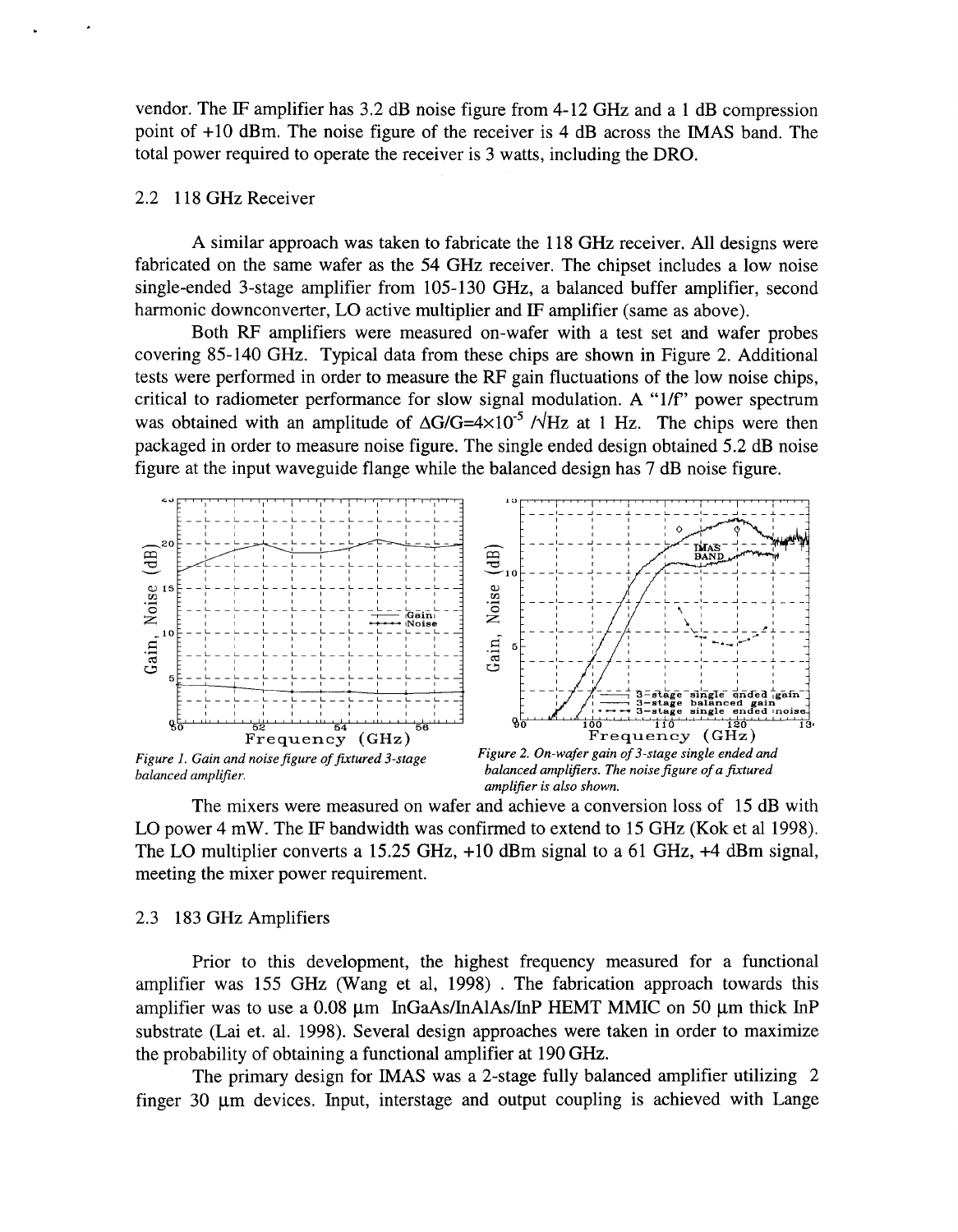vendor. The IF amplifier has 3.2 dB noise figure from 4-12 GHz and a 1 dB compression point of +10 dBm. The noise figure of the receiver is 4 dB across the IMAS band. The total power required to operate the receiver is 3 watts, including the DRO.

### 2.2 118 GHz Receiver

A similar approach was taken to fabricate the 118 GHz receiver. All designs were fabricated on the same wafer as the 54 GHz receiver. The chipset includes a low noise single-ended 3-stage amplifier from 105-130 GHz, a balanced buffer amplifier, second harmonic downconverter, LO active multiplier and IF amplifier (same as above).

Both RF amplifiers were measured on-wafer with a test set and wafer probes covering 85-140 GHz. Typical data from these chips are shown in Figure 2. Additional tests were performed in order to measure the RF gain fluctuations of the low noise chips, critical to radiometer performance for slow signal modulation. A "1/f" power spectrum was obtained with an amplitude of $\Delta G/G=4\times10^{-5}$ $/\sqrt{Hz}$ at 1 Hz. The chips were then packaged in order to measure noise figure. The single ended design obtained 5.2 dB noise figure at the input waveguide flange while the balanced design has 7 dB noise figure.

*Figure 1. Gain and noise figure of fixtured 3-stage balanced amplifier.*

*Figure 2. On-wafer gain of 3-stage single ended and balanced amplifiers. The noise figure of a fixtured amplifier is also shown.*

The mixers were measured on wafer and achieve a conversion loss of 15 dB with LO power 4 mW. The IF bandwidth was confirmed to extend to 15 GHz (Kok et al 1998). The LO multiplier converts a 15.25 GHz, +10 dBm signal to a 61 GHz, +4 dBm signal, meeting the mixer power requirement.

### 2.3 183 GHz Amplifiers

Prior to this development, the highest frequency measured for a functional amplifier was 155 GHz (Wang et al, 1998) . The fabrication approach towards this amplifier was to use a 0.08 µm InGaAs/InAlAs/InP HEMT MMIC on 50 µm thick InP substrate (Lai et. al. 1998). Several design approaches were taken in order to maximize the probability of obtaining a functional amplifier at 190 GHz.

The primary design for IMAS was a 2-stage fully balanced amplifier utilizing 2 finger 30 µm devices. Input, interstage and output coupling is achieved with Lange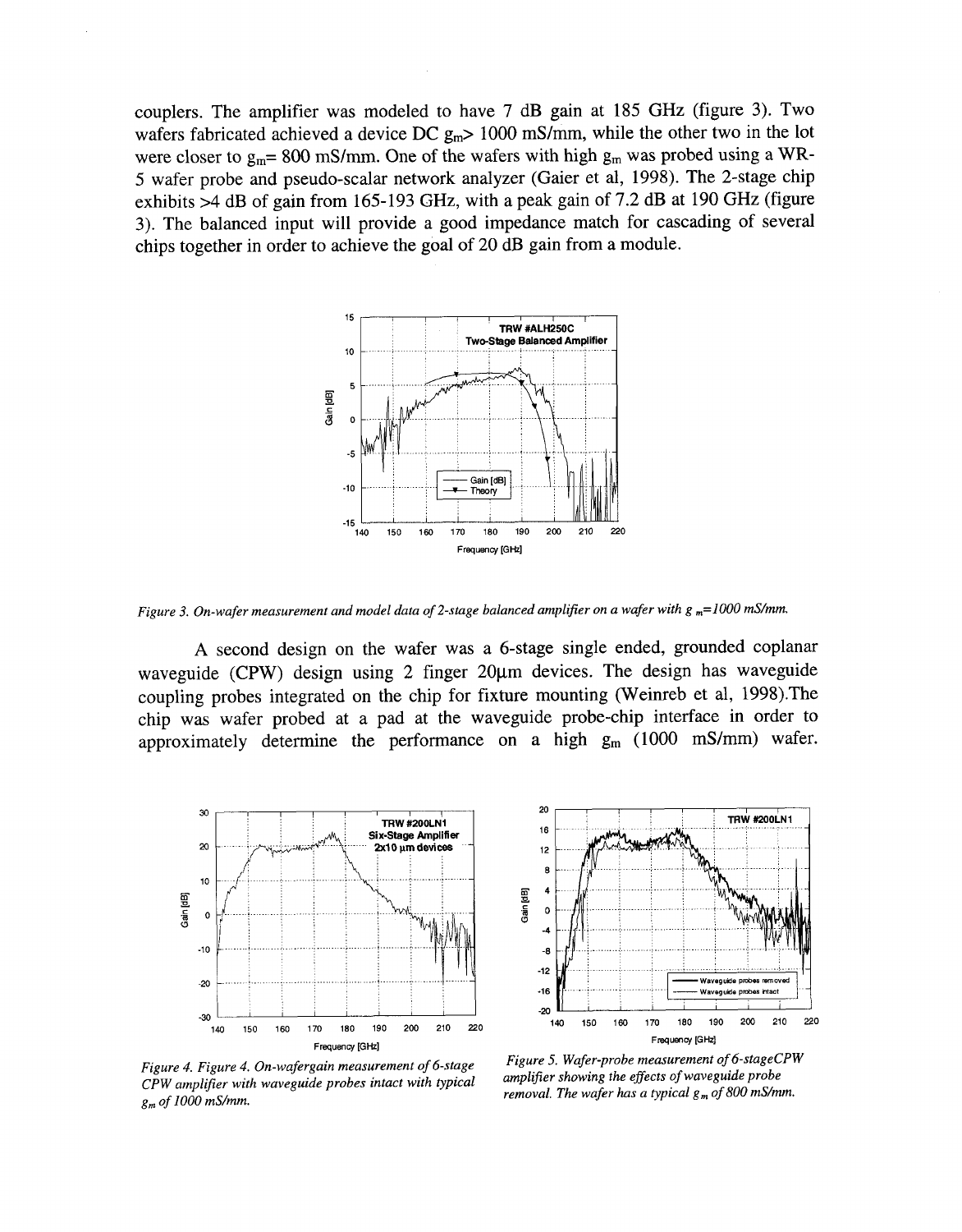couplers. The amplifier was modeled to have 7 dB gain at 185 GHz (figure 3). Two wafers fabricated achieved a device DC $g_m$> 1000 mS/mm, while the other two in the lot were closer to $g_m$= 800 mS/mm. One of the wafers with high $g_m$ was probed using a WR-5 wafer probe and pseudo-scalar network analyzer (Gaier et al, 1998). The 2-stage chip exhibits >4 dB of gain from 165-193 GHz, with a peak gain of 7.2 dB at 190 GHz (figure 3). The balanced input will provide a good impedance match for cascading of several chips together in order to achieve the goal of 20 dB gain from a module.

*Figure 3. On-wafer measurement and model data of 2-stage balanced amplifier on a wafer with $g_m$=1000 mS/mm.*

A second design on the wafer was a 6-stage single ended, grounded coplanar waveguide (CPW) design using 2 finger 20μm devices. The design has waveguide coupling probes integrated on the chip for fixture mounting (Weinreb et al, 1998).The chip was wafer probed at a pad at the waveguide probe-chip interface in order to approximately determine the performance on a high $g_m$ (1000 mS/mm) wafer.

*Figure 4. Figure 4. On-wafergain measurement of 6-stage CPW amplifier with waveguide probes intact with typical $g_m$ of 1000 mS/mm.*

*Figure 5. Wafer-probe measurement of 6-stageCPW amplifier showing the effects of waveguide probe removal. The wafer has a typical $g_m$ of 800 mS/mm.*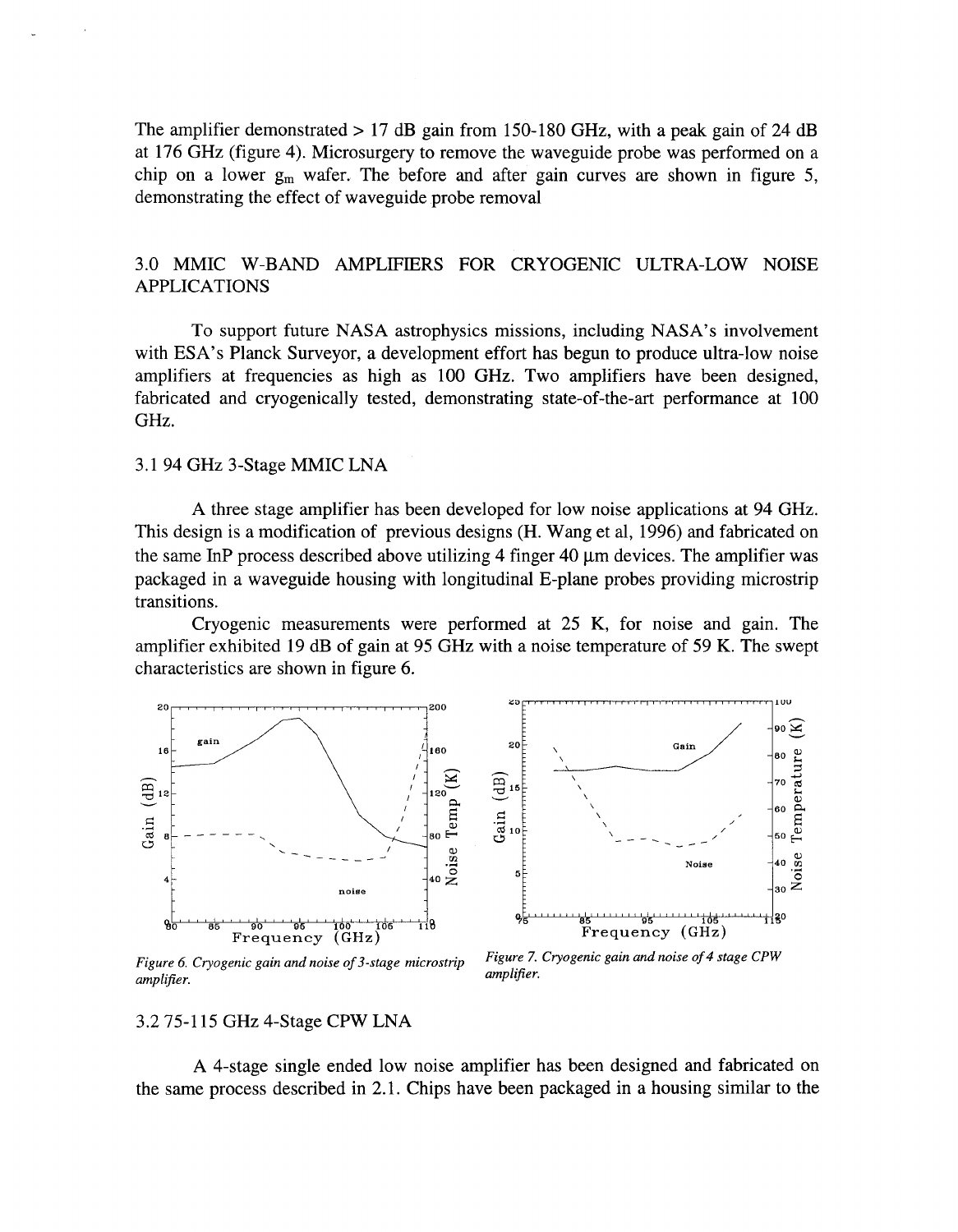The amplifier demonstrated > 17 dB gain from 150-180 GHz, with a peak gain of 24 dB at 176 GHz (figure 4). Microsurgery to remove the waveguide probe was performed on a chip on a lower $g_m$ wafer. The before and after gain curves are shown in figure 5, demonstrating the effect of waveguide probe removal

## 3.0 MMIC W-BAND AMPLIFIERS FOR CRYOGENIC ULTRA-LOW NOISE APPLICATIONS

To support future NASA astrophysics missions, including NASA's involvement with ESA's Planck Surveyor, a development effort has begun to produce ultra-low noise amplifiers at frequencies as high as 100 GHz. Two amplifiers have been designed, fabricated and cryogenically tested, demonstrating state-of-the-art performance at 100 GHz.

### 3.1 94 GHz 3-Stage MMIC LNA

A three stage amplifier has been developed for low noise applications at 94 GHz. This design is a modification of previous designs (H. Wang et al, 1996) and fabricated on the same InP process described above utilizing 4 finger 40 μm devices. The amplifier was packaged in a waveguide housing with longitudinal E-plane probes providing microstrip transitions.

Cryogenic measurements were performed at 25 K, for noise and gain. The amplifier exhibited 19 dB of gain at 95 GHz with a noise temperature of 59 K. The swept characteristics are shown in figure 6.

*Figure 6. Cryogenic gain and noise of 3-stage microstrip amplifier.*

*Figure 7. Cryogenic gain and noise of 4 stage CPW amplifier.*

### 3.2 75-115 GHz 4-Stage CPW LNA

A 4-stage single ended low noise amplifier has been designed and fabricated on the same process described in 2.1. Chips have been packaged in a housing similar to the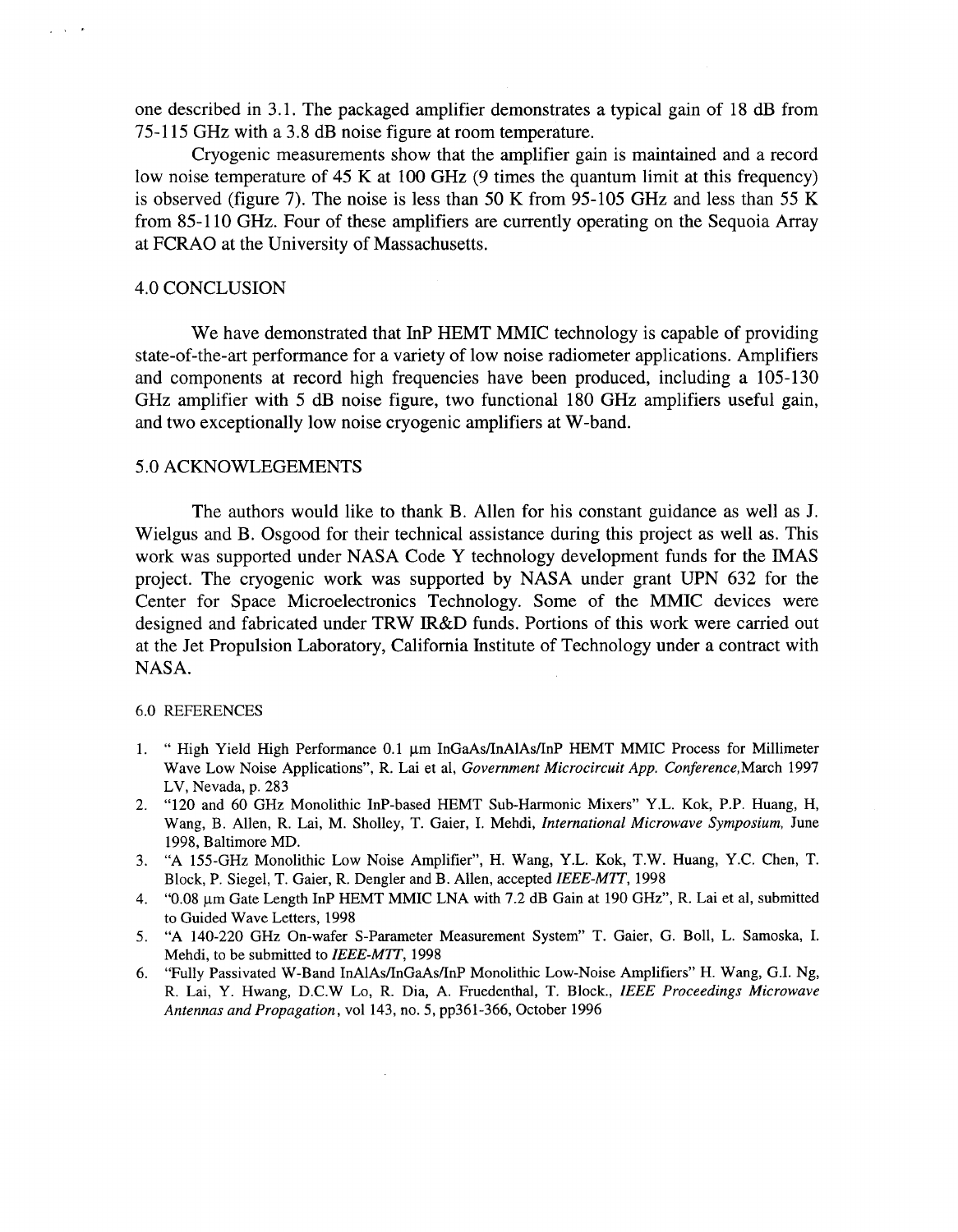one described in 3.1. The packaged amplifier demonstrates a typical gain of 18 dB from 75-115 GHz with a 3.8 dB noise figure at room temperature.

Cryogenic measurements show that the amplifier gain is maintained and a record low noise temperature of 45 K at 100 GHz (9 times the quantum limit at this frequency) is observed (figure 7). The noise is less than 50 K from 95-105 GHz and less than 55 K from 85-110 GHz. Four of these amplifiers are currently operating on the Sequoia Array at FCRAO at the University of Massachusetts.

## 4.0 CONCLUSION

We have demonstrated that InP HEMT MMIC technology is capable of providing state-of-the-art performance for a variety of low noise radiometer applications. Amplifiers and components at record high frequencies have been produced, including a 105-130 GHz amplifier with 5 dB noise figure, two functional 180 GHz amplifiers useful gain, and two exceptionally low noise cryogenic amplifiers at W-band.

## 5.0 ACKNOWLEGEMENTS

The authors would like to thank B. Allen for his constant guidance as well as J. Wielgus and B. Osgood for their technical assistance during this project as well as. This work was supported under NASA Code Y technology development funds for the IMAS project. The cryogenic work was supported by NASA under grant UPN 632 for the Center for Space Microelectronics Technology. Some of the MMIC devices were designed and fabricated under TRW IR&D funds. Portions of this work were carried out at the Jet Propulsion Laboratory, California Institute of Technology under a contract with NASA.

## 6.0 REFERENCES

1. " High Yield High Performance 0.1 μm InGaAs/InAlAs/InP HEMT MMIC Process for Millimeter Wave Low Noise Applications", R. Lai et al, *Government Microcircuit App. Conference,*March 1997 LV, Nevada, p. 283
2. "120 and 60 GHz Monolithic InP-based HEMT Sub-Harmonic Mixers" Y.L. Kok, P.P. Huang, H, Wang, B. Allen, R. Lai, M. Sholley, T. Gaier, I. Mehdi, *International Microwave Symposium,* June 1998, Baltimore MD.
3. "A 155-GHz Monolithic Low Noise Amplifier", H. Wang, Y.L. Kok, T.W. Huang, Y.C. Chen, T. Block, P. Siegel, T. Gaier, R. Dengler and B. Allen, accepted *IEEE-MTT*, 1998
4. "0.08 μm Gate Length InP HEMT MMIC LNA with 7.2 dB Gain at 190 GHz", R. Lai et al, submitted to Guided Wave Letters, 1998
5. "A 140-220 GHz On-wafer S-Parameter Measurement System" T. Gaier, G. Boll, L. Samoska, I. Mehdi, to be submitted to *IEEE-MTT*, 1998
6. "Fully Passivated W-Band InAlAs/InGaAs/InP Monolithic Low-Noise Amplifiers" H. Wang, G.I. Ng, R. Lai, Y. Hwang, D.C.W Lo, R. Dia, A. Fruedenthal, T. Block., *IEEE Proceedings Microwave Antennas and Propagation*, vol 143, no. 5, pp361-366, October 1996